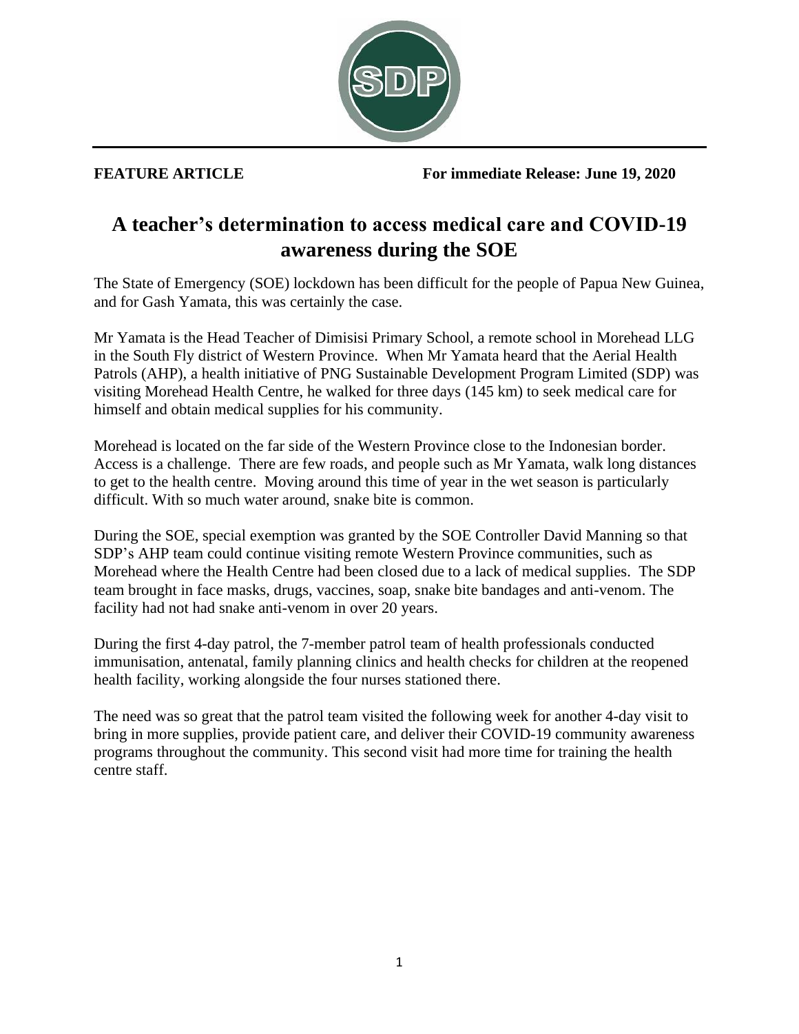**FEATURE ARTICLE** **For immediate Release: June 19, 2020**

# A teacher's determination to access medical care and COVID-19 awareness during the SOE

The State of Emergency (SOE) lockdown has been difficult for the people of Papua New Guinea, and for Gash Yamata, this was certainly the case.

Mr Yamata is the Head Teacher of Dimisisi Primary School, a remote school in Morehead LLG in the South Fly district of Western Province. When Mr Yamata heard that the Aerial Health Patrols (AHP), a health initiative of PNG Sustainable Development Program Limited (SDP) was visiting Morehead Health Centre, he walked for three days (145 km) to seek medical care for himself and obtain medical supplies for his community.

Morehead is located on the far side of the Western Province close to the Indonesian border. Access is a challenge. There are few roads, and people such as Mr Yamata, walk long distances to get to the health centre. Moving around this time of year in the wet season is particularly difficult. With so much water around, snake bite is common.

During the SOE, special exemption was granted by the SOE Controller David Manning so that SDP's AHP team could continue visiting remote Western Province communities, such as Morehead where the Health Centre had been closed due to a lack of medical supplies. The SDP team brought in face masks, drugs, vaccines, soap, snake bite bandages and anti-venom. The facility had not had snake anti-venom in over 20 years.

During the first 4-day patrol, the 7-member patrol team of health professionals conducted immunisation, antenatal, family planning clinics and health checks for children at the reopened health facility, working alongside the four nurses stationed there.

The need was so great that the patrol team visited the following week for another 4-day visit to bring in more supplies, provide patient care, and deliver their COVID-19 community awareness programs throughout the community. This second visit had more time for training the health centre staff.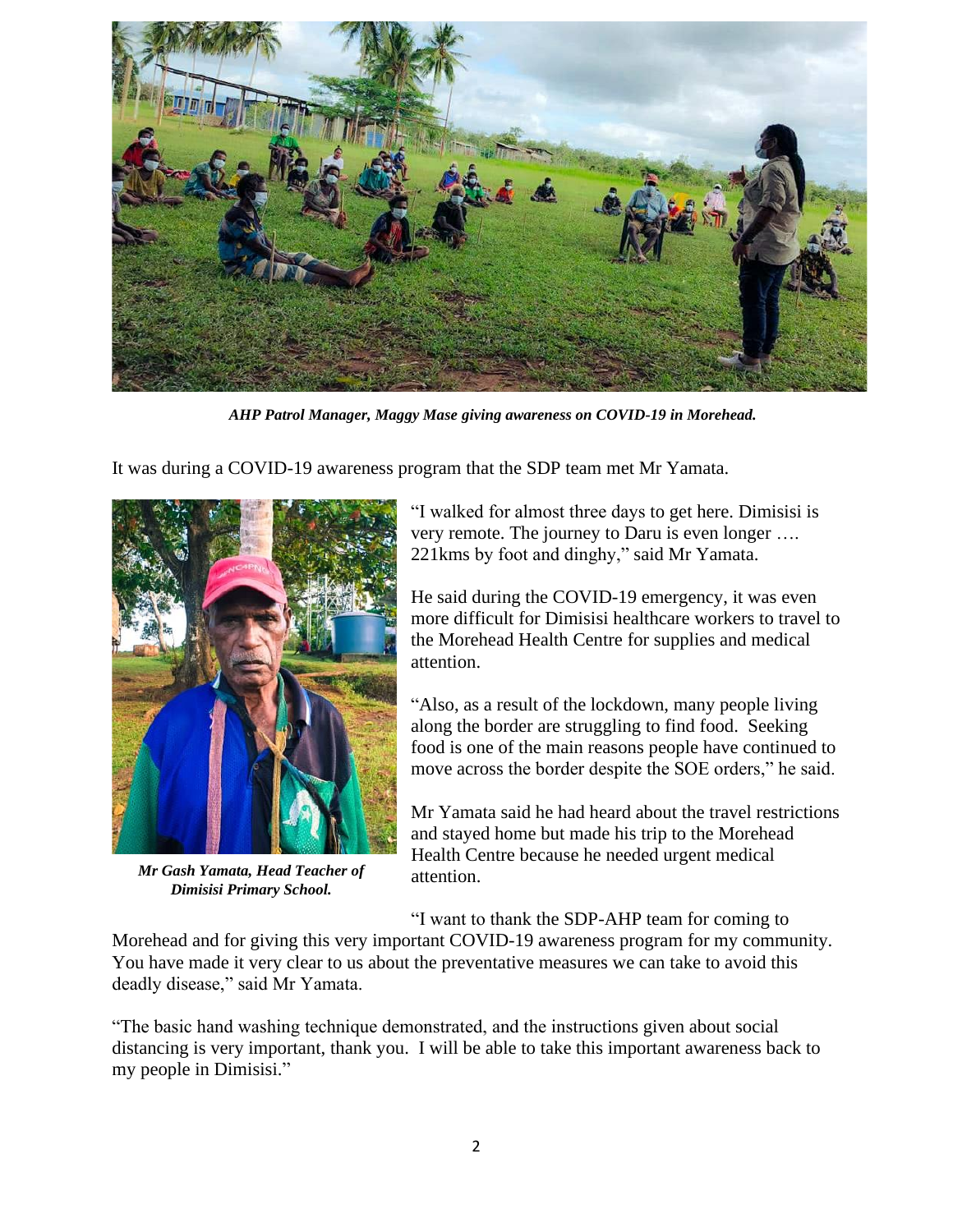*AHP Patrol Manager, Maggy Mase giving awareness on COVID-19 in Morehead.*

It was during a COVID-19 awareness program that the SDP team met Mr Yamata.

*Mr Gash Yamata, Head Teacher of Dimisisi Primary School.*

"I walked for almost three days to get here. Dimisisi is very remote. The journey to Daru is even longer …. 221kms by foot and dinghy," said Mr Yamata.

He said during the COVID-19 emergency, it was even more difficult for Dimisisi healthcare workers to travel to the Morehead Health Centre for supplies and medical attention.

"Also, as a result of the lockdown, many people living along the border are struggling to find food. Seeking food is one of the main reasons people have continued to move across the border despite the SOE orders," he said.

Mr Yamata said he had heard about the travel restrictions and stayed home but made his trip to the Morehead Health Centre because he needed urgent medical attention.

"I want to thank the SDP-AHP team for coming to Morehead and for giving this very important COVID-19 awareness program for my community. You have made it very clear to us about the preventative measures we can take to avoid this deadly disease," said Mr Yamata.

"The basic hand washing technique demonstrated, and the instructions given about social distancing is very important, thank you. I will be able to take this important awareness back to my people in Dimisisi."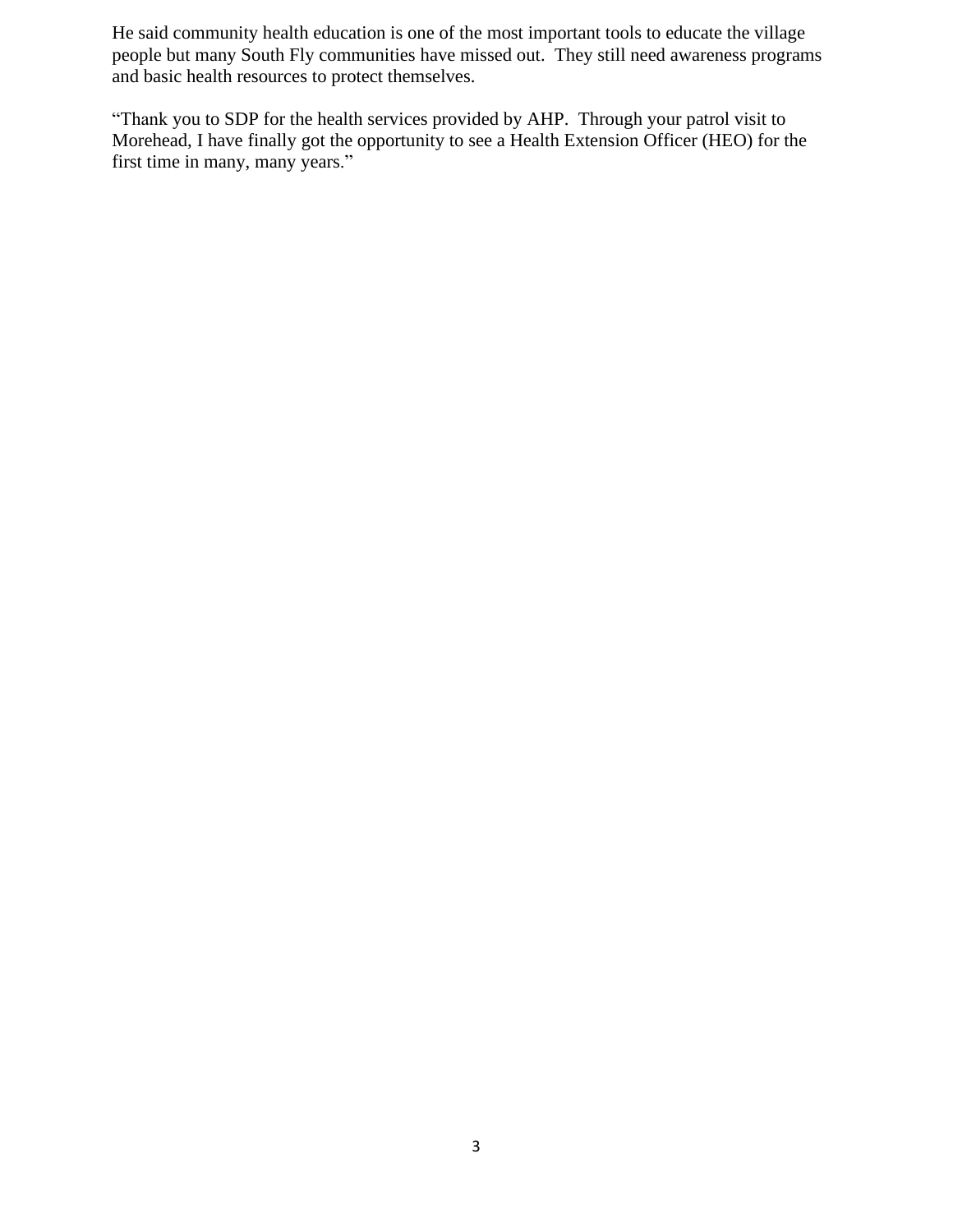He said community health education is one of the most important tools to educate the village people but many South Fly communities have missed out. They still need awareness programs and basic health resources to protect themselves.

"Thank you to SDP for the health services provided by AHP. Through your patrol visit to Morehead, I have finally got the opportunity to see a Health Extension Officer (HEO) for the first time in many, many years."